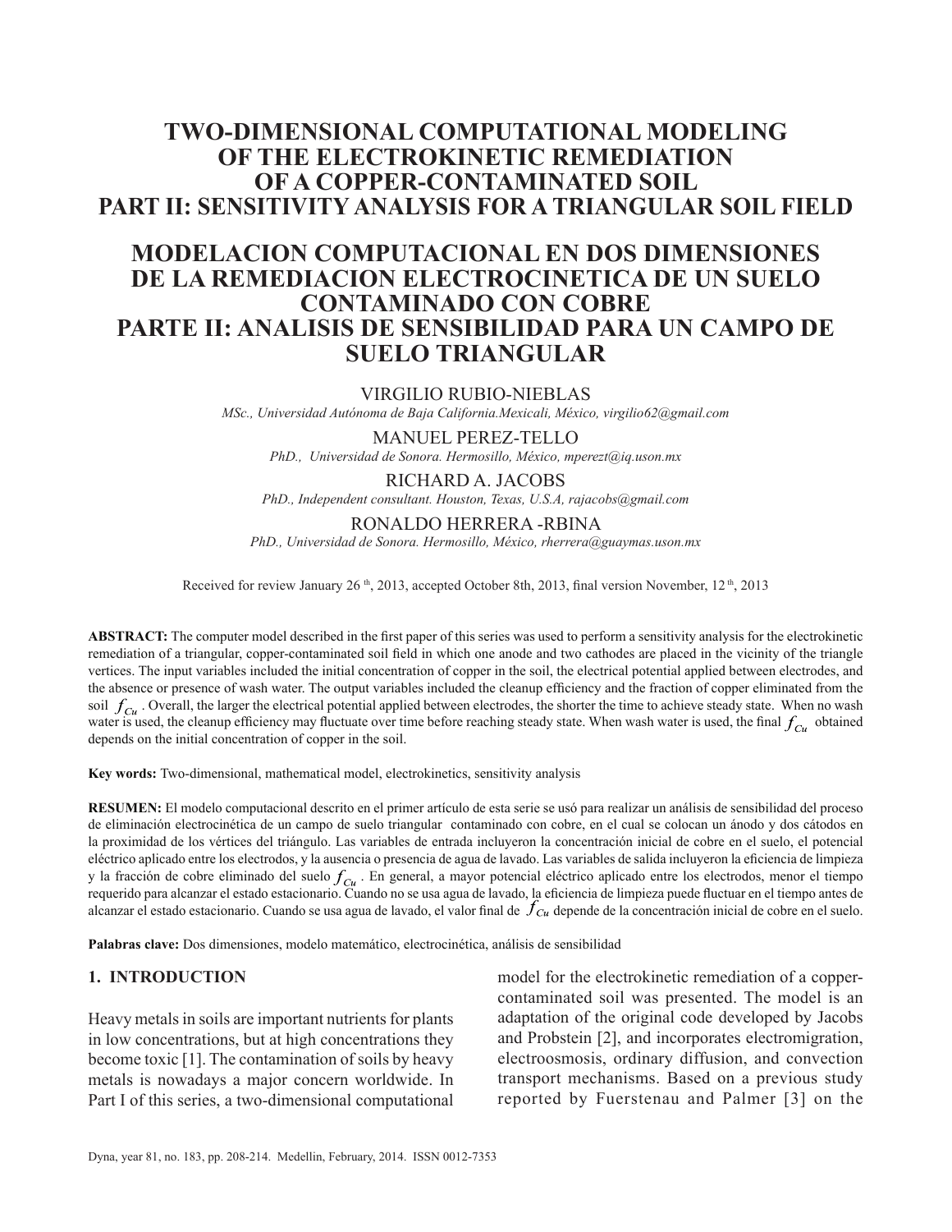# TWO-DIMENSIONAL COMPUTATIONAL MODELING OF THE ELECTROKINETIC REMEDIATION OF A COPPER-CONTAMINATED SOIL PART II: SENSITIVITY ANALYSIS FOR A TRIANGULAR SOIL FIELD

# MODELACION COMPUTACIONAL EN DOS DIMENSIONES DE LA REMEDIACION ELECTROCINETICA DE UN SUELO CONTAMINADO CON COBRE PARTE II: ANALISIS DE SENSIBILIDAD PARA UN CAMPO DE SUELO TRIANGULAR

VIRGILIO RUBIO-NIEBLAS
*MSc., Universidad Autónoma de Baja California.Mexicali, México, virgilio62@gmail.com*

MANUEL PEREZ-TELLO
*PhD., Universidad de Sonora. Hermosillo, México, mperezt@iq.uson.mx*

RICHARD A. JACOBS
*PhD., Independent consultant. Houston, Texas, U.S.A, rajacobs@gmail.com*

RONALDO HERRERA -RBINA
*PhD., Universidad de Sonora. Hermosillo, México, rherrera@guaymas.uson.mx*

Received for review January 26 th, 2013, accepted October 8th, 2013, final version November, 12 th, 2013

**ABSTRACT:** The computer model described in the first paper of this series was used to perform a sensitivity analysis for the electrokinetic remediation of a triangular, copper-contaminated soil field in which one anode and two cathodes are placed in the vicinity of the triangle vertices. The input variables included the initial concentration of copper in the soil, the electrical potential applied between electrodes, and the absence or presence of wash water. The output variables included the cleanup efficiency and the fraction of copper eliminated from the soil $f_{Cu}$. Overall, the larger the electrical potential applied between electrodes, the shorter the time to achieve steady state. When no wash water is used, the cleanup efficiency may fluctuate over time before reaching steady state. When wash water is used, the final $f_{Cu}$ obtained depends on the initial concentration of copper in the soil.

**Key words:** Two-dimensional, mathematical model, electrokinetics, sensitivity analysis

**RESUMEN:** El modelo computacional descrito en el primer artículo de esta serie se usó para realizar un análisis de sensibilidad del proceso de eliminación electrocinética de un campo de suelo triangular contaminado con cobre, en el cual se colocan un ánodo y dos cátodos en la proximidad de los vértices del triángulo. Las variables de entrada incluyeron la concentración inicial de cobre en el suelo, el potencial eléctrico aplicado entre los electrodos, y la ausencia o presencia de agua de lavado. Las variables de salida incluyeron la eficiencia de limpieza y la fracción de cobre eliminado del suelo $f_{Cu}$. En general, a mayor potencial eléctrico aplicado entre los electrodos, menor el tiempo requerido para alcanzar el estado estacionario. Cuando no se usa agua de lavado, la eficiencia de limpieza puede fluctuar en el tiempo antes de alcanzar el estado estacionario. Cuando se usa agua de lavado, el valor final de $f_{Cu}$ depende de la concentración inicial de cobre en el suelo.

**Palabras clave:** Dos dimensiones, modelo matemático, electrocinética, análisis de sensibilidad

## 1. INTRODUCTION

Heavy metals in soils are important nutrients for plants in low concentrations, but at high concentrations they become toxic [1]. The contamination of soils by heavy metals is nowadays a major concern worldwide. In Part I of this series, a two-dimensional computational model for the electrokinetic remediation of a copper-contaminated soil was presented. The model is an adaptation of the original code developed by Jacobs and Probstein [2], and incorporates electromigration, electroosmosis, ordinary diffusion, and convection transport mechanisms. Based on a previous study reported by Fuerstenau and Palmer [3] on the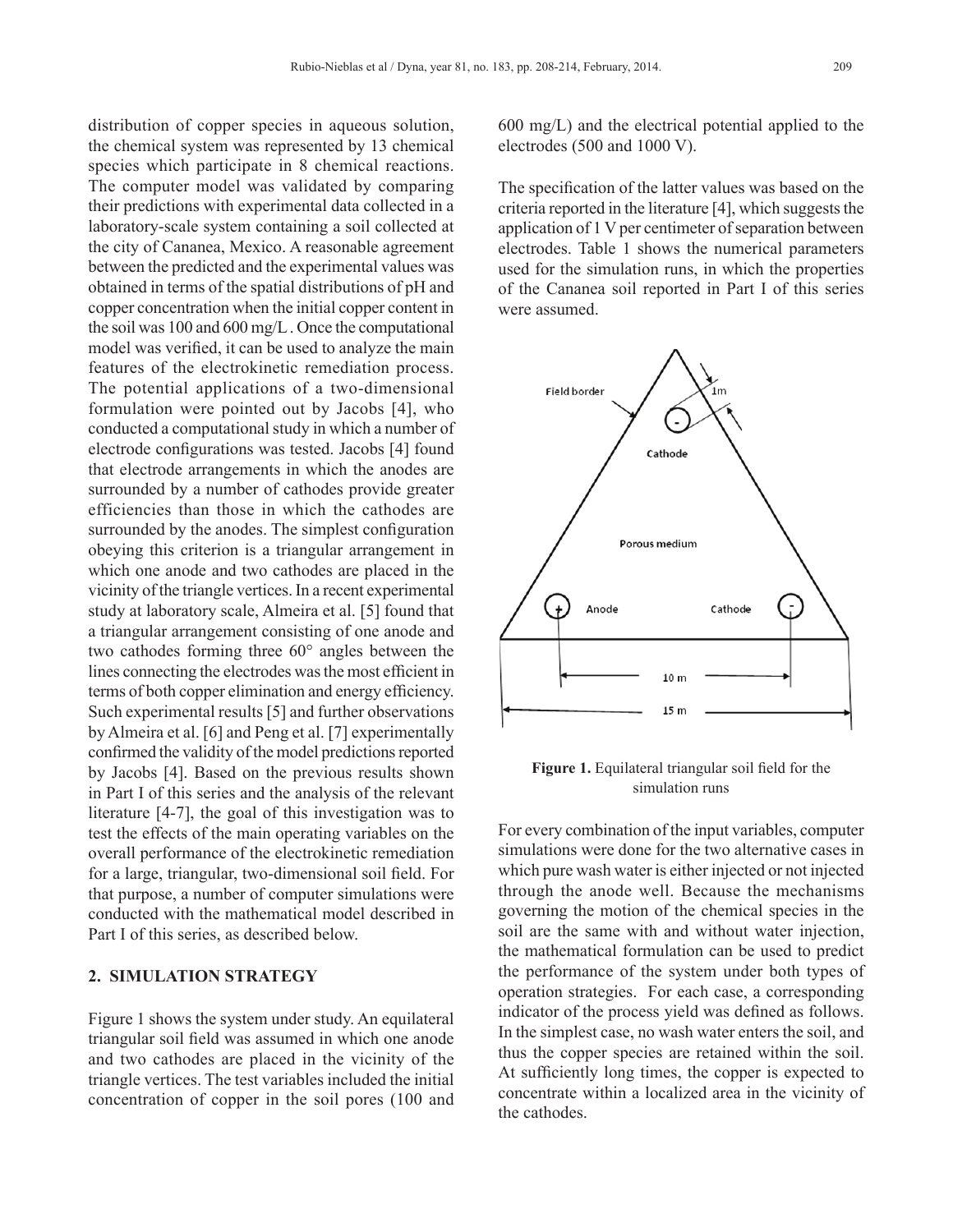distribution of copper species in aqueous solution, the chemical system was represented by 13 chemical species which participate in 8 chemical reactions. The computer model was validated by comparing their predictions with experimental data collected in a laboratory-scale system containing a soil collected at the city of Cananea, Mexico. A reasonable agreement between the predicted and the experimental values was obtained in terms of the spatial distributions of pH and copper concentration when the initial copper content in the soil was 100 and 600 mg/L . Once the computational model was verified, it can be used to analyze the main features of the electrokinetic remediation process. The potential applications of a two-dimensional formulation were pointed out by Jacobs [4], who conducted a computational study in which a number of electrode configurations was tested. Jacobs [4] found that electrode arrangements in which the anodes are surrounded by a number of cathodes provide greater efficiencies than those in which the cathodes are surrounded by the anodes. The simplest configuration obeying this criterion is a triangular arrangement in which one anode and two cathodes are placed in the vicinity of the triangle vertices. In a recent experimental study at laboratory scale, Almeira et al. [5] found that a triangular arrangement consisting of one anode and two cathodes forming three 60° angles between the lines connecting the electrodes was the most efficient in terms of both copper elimination and energy efficiency. Such experimental results [5] and further observations by Almeira et al. [6] and Peng et al. [7] experimentally confirmed the validity of the model predictions reported by Jacobs [4]. Based on the previous results shown in Part I of this series and the analysis of the relevant literature [4-7], the goal of this investigation was to test the effects of the main operating variables on the overall performance of the electrokinetic remediation for a large, triangular, two-dimensional soil field. For that purpose, a number of computer simulations were conducted with the mathematical model described in Part I of this series, as described below.

## 2. SIMULATION STRATEGY

Figure 1 shows the system under study. An equilateral triangular soil field was assumed in which one anode and two cathodes are placed in the vicinity of the triangle vertices. The test variables included the initial concentration of copper in the soil pores (100 and 600 mg/L) and the electrical potential applied to the electrodes (500 and 1000 V).

The specification of the latter values was based on the criteria reported in the literature [4], which suggests the application of 1 V per centimeter of separation between electrodes. Table 1 shows the numerical parameters used for the simulation runs, in which the properties of the Cananea soil reported in Part I of this series were assumed.

**Figure 1.** Equilateral triangular soil field for the simulation runs

For every combination of the input variables, computer simulations were done for the two alternative cases in which pure wash water is either injected or not injected through the anode well. Because the mechanisms governing the motion of the chemical species in the soil are the same with and without water injection, the mathematical formulation can be used to predict the performance of the system under both types of operation strategies. For each case, a corresponding indicator of the process yield was defined as follows. In the simplest case, no wash water enters the soil, and thus the copper species are retained within the soil. At sufficiently long times, the copper is expected to concentrate within a localized area in the vicinity of the cathodes.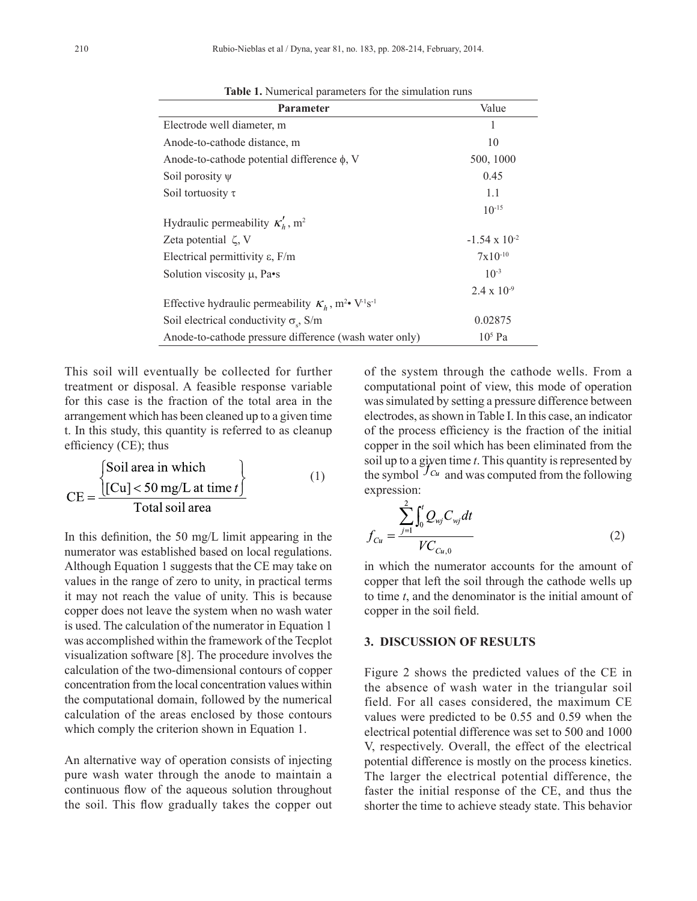**Table 1.** Numerical parameters for the simulation runs

| Parameter | Value |
|---|---|
| Electrode well diameter, m | 1 |
| Anode-to-cathode distance, m | 10 |
| Anode-to-cathode potential difference $\phi$, V | 500, 1000 |
| Soil porosity $\psi$ | 0.45 |
| Soil tortuosity $\tau$ | 1.1 |
| Hydraulic permeability $\kappa_h'$, m$^2$ | $10^{-15}$ |
| Zeta potential $\zeta$, V | $-1.54 \times 10^{-2}$ |
| Electrical permittivity $\varepsilon$, F/m | $7 \times 10^{-10}$ |
| Solution viscosity $\mu$, Pa•s | $10^{-3}$ |
| Effective hydraulic permeability $\kappa_h$, m$^2$• V$^{-1}$s$^{-1}$ | $2.4 \times 10^{-9}$ |
| Soil electrical conductivity $\sigma_s$, S/m | 0.02875 |
| Anode-to-cathode pressure difference (wash water only) | $10^5$ Pa |

This soil will eventually be collected for further treatment or disposal. A feasible response variable for this case is the fraction of the total area in the arrangement which has been cleaned up to a given time t. In this study, this quantity is referred to as cleanup efficiency (CE); thus

$$\mathrm{CE} = \frac{\left\{\begin{array}{l}\text{Soil area in which} \\ [\mathrm{Cu}] < 50 \text{ mg/L at time } t\end{array}\right\}}{\text{Total soil area}} \tag{1}$$

In this definition, the 50 mg/L limit appearing in the numerator was established based on local regulations. Although Equation 1 suggests that the CE may take on values in the range of zero to unity, in practical terms it may not reach the value of unity. This is because copper does not leave the system when no wash water is used. The calculation of the numerator in Equation 1 was accomplished within the framework of the Tecplot visualization software [8]. The procedure involves the calculation of the two-dimensional contours of copper concentration from the local concentration values within the computational domain, followed by the numerical calculation of the areas enclosed by those contours which comply the criterion shown in Equation 1.

An alternative way of operation consists of injecting pure wash water through the anode to maintain a continuous flow of the aqueous solution throughout the soil. This flow gradually takes the copper out of the system through the cathode wells. From a computational point of view, this mode of operation was simulated by setting a pressure difference between electrodes, as shown in Table I. In this case, an indicator of the process efficiency is the fraction of the initial copper in the soil which has been eliminated from the soil up to a given time *t*. This quantity is represented by the symbol $f_{Cu}$ and was computed from the following expression:

$$f_{Cu} = \frac{\sum_{j=1}^{2} \int_0^t Q_{wj} C_{wj} \, dt}{V C_{Cu,0}} \tag{2}$$

in which the numerator accounts for the amount of copper that left the soil through the cathode wells up to time *t*, and the denominator is the initial amount of copper in the soil field.

## 3. DISCUSSION OF RESULTS

Figure 2 shows the predicted values of the CE in the absence of wash water in the triangular soil field. For all cases considered, the maximum CE values were predicted to be 0.55 and 0.59 when the electrical potential difference was set to 500 and 1000 V, respectively. Overall, the effect of the electrical potential difference is mostly on the process kinetics. The larger the electrical potential difference, the faster the initial response of the CE, and thus the shorter the time to achieve steady state. This behavior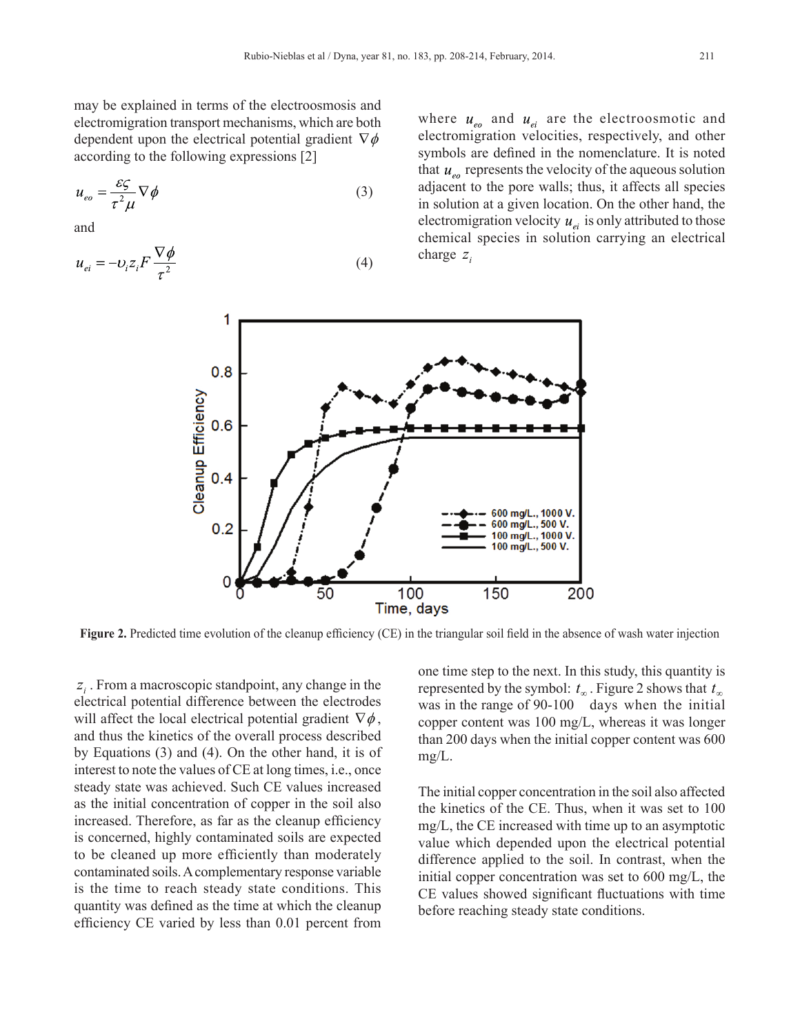may be explained in terms of the electroosmosis and electromigration transport mechanisms, which are both dependent upon the electrical potential gradient $\nabla\phi$ according to the following expressions [2]

$$u_{eo} = \frac{\varepsilon\varsigma}{\tau^2\mu}\nabla\phi \tag{3}$$

and

$$u_{ei} = -\upsilon_i z_i F\frac{\nabla\phi}{\tau^2} \tag{4}$$

where $u_{eo}$ and $u_{ei}$ are the electroosmotic and electromigration velocities, respectively, and other symbols are defined in the nomenclature. It is noted that $u_{eo}$ represents the velocity of the aqueous solution adjacent to the pore walls; thus, it affects all species in solution at a given location. On the other hand, the electromigration velocity $u_{ei}$ is only attributed to those chemical species in solution carrying an electrical charge $z_i$. From a macroscopic standpoint, any change in the electrical potential difference between the electrodes will affect the local electrical potential gradient $\nabla\phi$, and thus the kinetics of the overall process described by Equations (3) and (4). On the other hand, it is of interest to note the values of CE at long times, i.e., once steady state was achieved. Such CE values increased as the initial concentration of copper in the soil also increased. Therefore, as far as the cleanup efficiency is concerned, highly contaminated soils are expected to be cleaned up more efficiently than moderately contaminated soils. A complementary response variable is the time to reach steady state conditions. This quantity was defined as the time at which the cleanup efficiency CE varied by less than 0.01 percent from one time step to the next. In this study, this quantity is represented by the symbol: $t_\infty$. Figure 2 shows that $t_\infty$ was in the range of 90-100 days when the initial copper content was 100 mg/L, whereas it was longer than 200 days when the initial copper content was 600 mg/L.

**Figure 2.** Predicted time evolution of the cleanup efficiency (CE) in the triangular soil field in the absence of wash water injection

The initial copper concentration in the soil also affected the kinetics of the CE. Thus, when it was set to 100 mg/L, the CE increased with time up to an asymptotic value which depended upon the electrical potential difference applied to the soil. In contrast, when the initial copper concentration was set to 600 mg/L, the CE values showed significant fluctuations with time before reaching steady state conditions.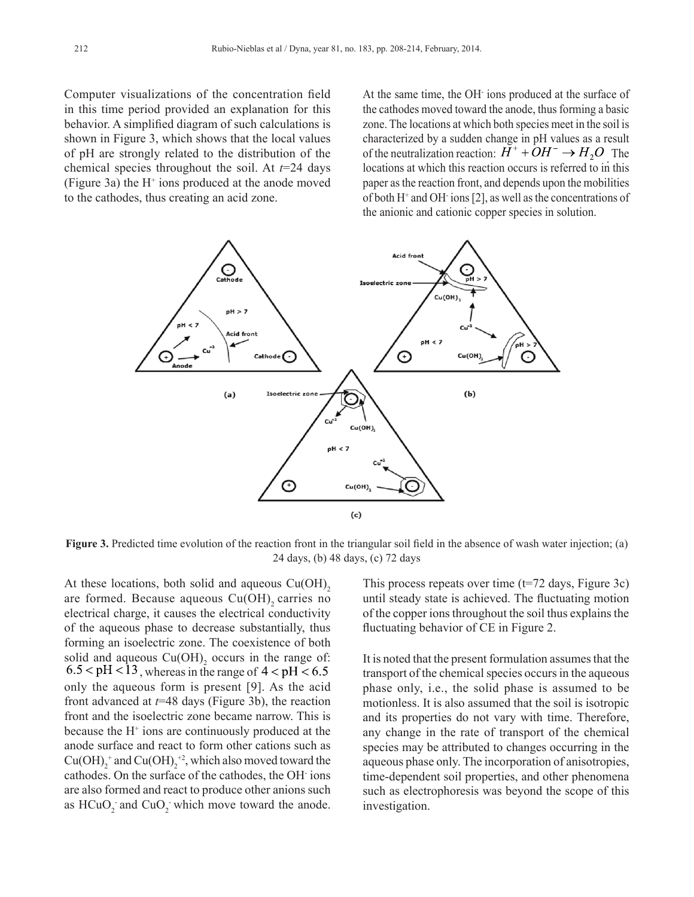Computer visualizations of the concentration field in this time period provided an explanation for this behavior. A simplified diagram of such calculations is shown in Figure 3, which shows that the local values of pH are strongly related to the distribution of the chemical species throughout the soil. At *t*=24 days (Figure 3a) the $H^+$ ions produced at the anode moved to the cathodes, thus creating an acid zone.

At the same time, the $OH^-$ ions produced at the surface of the cathodes moved toward the anode, thus forming a basic zone. The locations at which both species meet in the soil is characterized by a sudden change in pH values as a result of the neutralization reaction: $H^+ + OH^- \rightarrow H_2O$ The locations at which this reaction occurs is referred to in this paper as the reaction front, and depends upon the mobilities of both $H^+$ and $OH^-$ ions [2], as well as the concentrations of the anionic and cationic copper species in solution.

**Figure 3.** Predicted time evolution of the reaction front in the triangular soil field in the absence of wash water injection; (a) 24 days, (b) 48 days, (c) 72 days

At these locations, both solid and aqueous $Cu(OH)_2$ are formed. Because aqueous $Cu(OH)_2$ carries no electrical charge, it causes the electrical conductivity of the aqueous phase to decrease substantially, thus forming an isoelectric zone. The coexistence of both solid and aqueous $Cu(OH)_2$ occurs in the range of: $6.5 < \mathrm{pH} < 13$, whereas in the range of $4 < \mathrm{pH} < 6.5$ only the aqueous form is present [9]. As the acid front advanced at *t*=48 days (Figure 3b), the reaction front and the isoelectric zone became narrow. This is because the $H^+$ ions are continuously produced at the anode surface and react to form other cations such as $Cu(OH)_2^+$ and $Cu(OH)_2^{+2}$, which also moved toward the cathodes. On the surface of the cathodes, the $OH^-$ ions are also formed and react to produce other anions such as $HCuO_2^-$ and $CuO_2^-$ which move toward the anode. This process repeats over time (t=72 days, Figure 3c) until steady state is achieved. The fluctuating motion of the copper ions throughout the soil thus explains the fluctuating behavior of CE in Figure 2.

It is noted that the present formulation assumes that the transport of the chemical species occurs in the aqueous phase only, i.e., the solid phase is assumed to be motionless. It is also assumed that the soil is isotropic and its properties do not vary with time. Therefore, any change in the rate of transport of the chemical species may be attributed to changes occurring in the aqueous phase only. The incorporation of anisotropies, time-dependent soil properties, and other phenomena such as electrophoresis was beyond the scope of this investigation.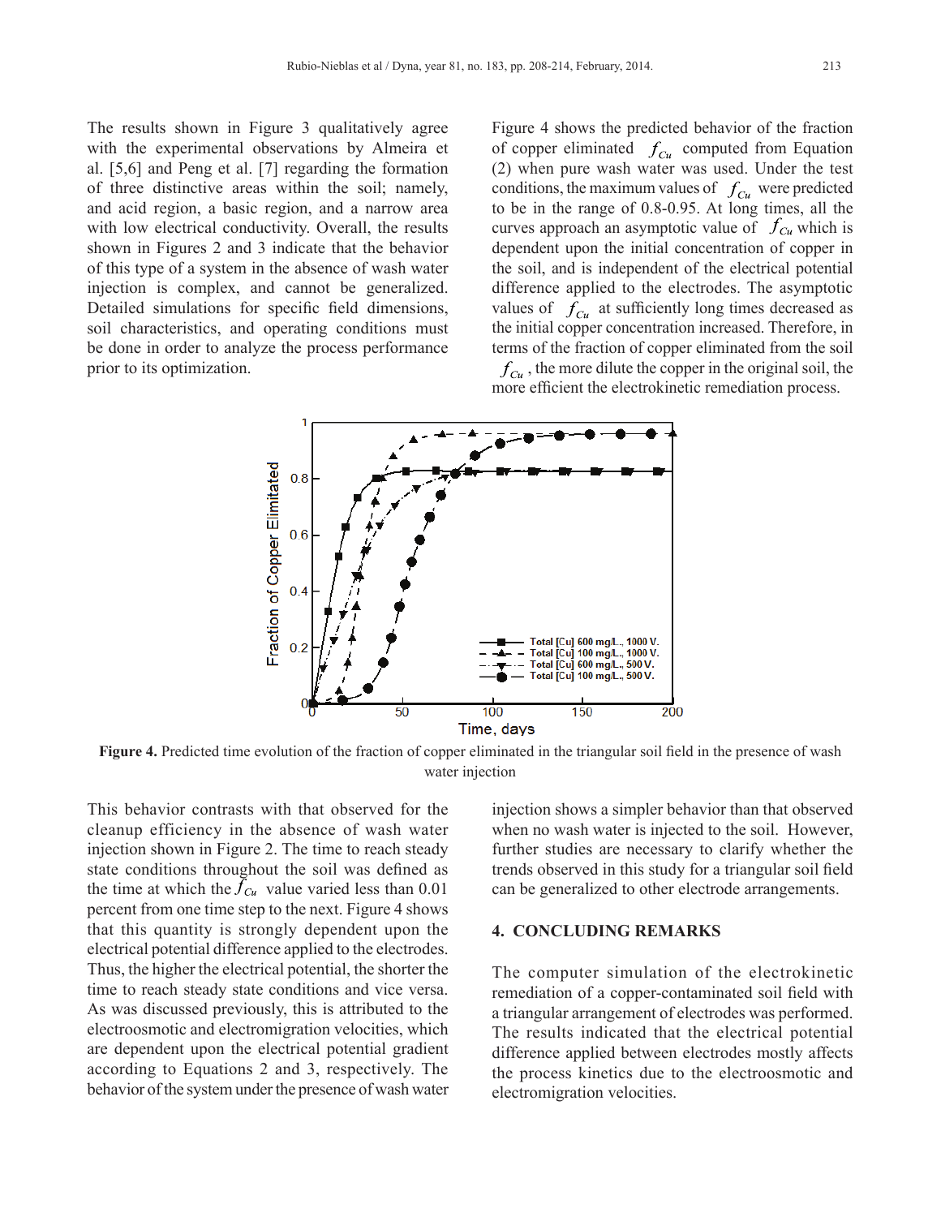The results shown in Figure 3 qualitatively agree with the experimental observations by Almeira et al. [5,6] and Peng et al. [7] regarding the formation of three distinctive areas within the soil; namely, and acid region, a basic region, and a narrow area with low electrical conductivity. Overall, the results shown in Figures 2 and 3 indicate that the behavior of this type of a system in the absence of wash water injection is complex, and cannot be generalized. Detailed simulations for specific field dimensions, soil characteristics, and operating conditions must be done in order to analyze the process performance prior to its optimization.

Figure 4 shows the predicted behavior of the fraction of copper eliminated $f_{Cu}$ computed from Equation (2) when pure wash water was used. Under the test conditions, the maximum values of $f_{Cu}$ were predicted to be in the range of 0.8-0.95. At long times, all the curves approach an asymptotic value of $f_{Cu}$ which is dependent upon the initial concentration of copper in the soil, and is independent of the electrical potential difference applied to the electrodes. The asymptotic values of $f_{Cu}$ at sufficiently long times decreased as the initial copper concentration increased. Therefore, in terms of the fraction of copper eliminated from the soil $f_{Cu}$, the more dilute the copper in the original soil, the more efficient the electrokinetic remediation process.

**Figure 4.** Predicted time evolution of the fraction of copper eliminated in the triangular soil field in the presence of wash water injection

This behavior contrasts with that observed for the cleanup efficiency in the absence of wash water injection shown in Figure 2. The time to reach steady state conditions throughout the soil was defined as the time at which the $f_{Cu}$ value varied less than 0.01 percent from one time step to the next. Figure 4 shows that this quantity is strongly dependent upon the electrical potential difference applied to the electrodes. Thus, the higher the electrical potential, the shorter the time to reach steady state conditions and vice versa. As was discussed previously, this is attributed to the electroosmotic and electromigration velocities, which are dependent upon the electrical potential gradient according to Equations 2 and 3, respectively. The behavior of the system under the presence of wash water injection shows a simpler behavior than that observed when no wash water is injected to the soil. However, further studies are necessary to clarify whether the trends observed in this study for a triangular soil field can be generalized to other electrode arrangements.

## 4. CONCLUDING REMARKS

The computer simulation of the electrokinetic remediation of a copper-contaminated soil field with a triangular arrangement of electrodes was performed. The results indicated that the electrical potential difference applied between electrodes mostly affects the process kinetics due to the electroosmotic and electromigration velocities.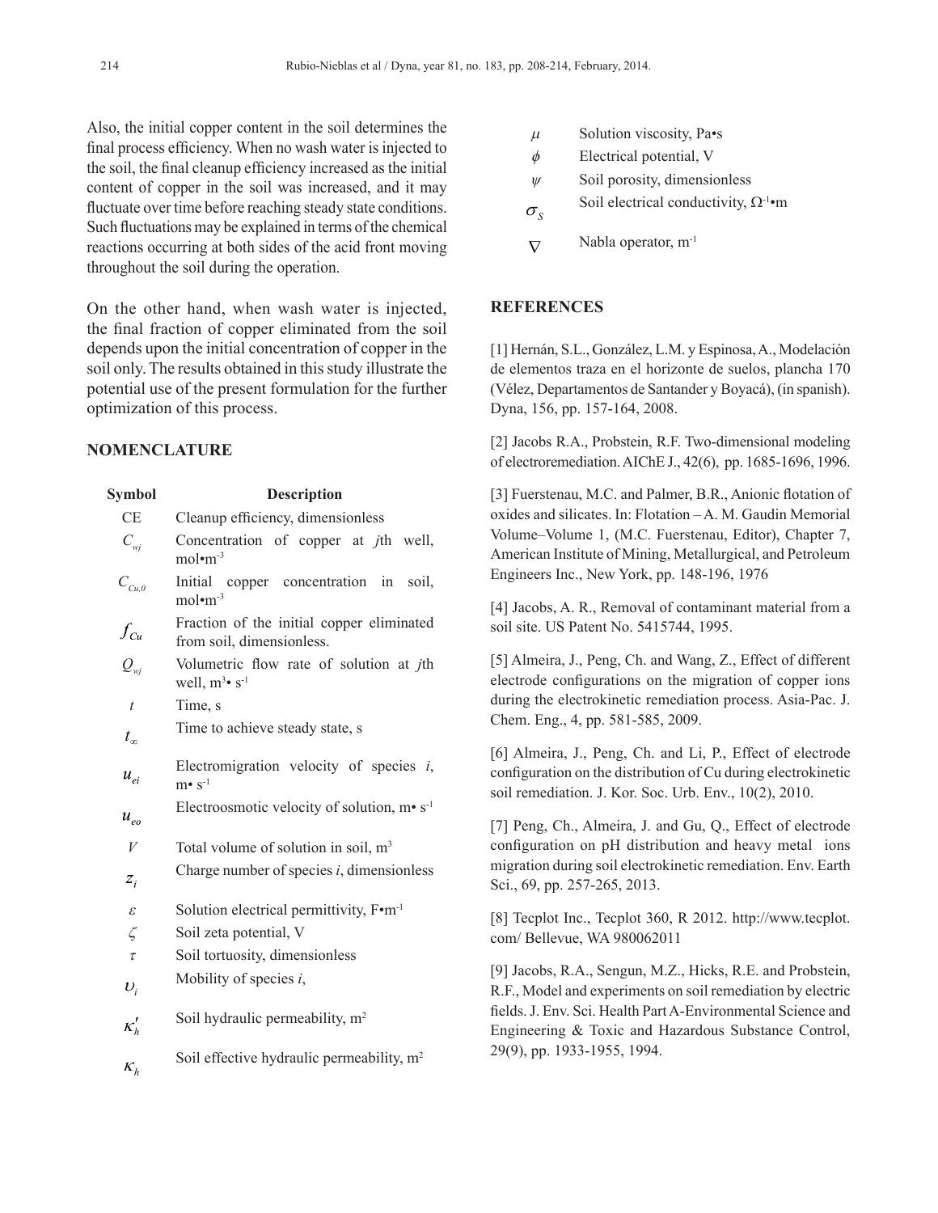Also, the initial copper content in the soil determines the final process efficiency. When no wash water is injected to the soil, the final cleanup efficiency increased as the initial content of copper in the soil was increased, and it may fluctuate over time before reaching steady state conditions. Such fluctuations may be explained in terms of the chemical reactions occurring at both sides of the acid front moving throughout the soil during the operation.

On the other hand, when wash water is injected, the final fraction of copper eliminated from the soil depends upon the initial concentration of copper in the soil only. The results obtained in this study illustrate the potential use of the present formulation for the further optimization of this process.

## NOMENCLATURE

| Symbol | Description |
|---|---|
| CE | Cleanup efficiency, dimensionless |
| $C_{wj}$ | Concentration of copper at *j*th well, mol•m$^{-3}$ |
| $C_{Cu,0}$ | Initial copper concentration in soil, mol•m$^{-3}$ |
| $f_{Cu}$ | Fraction of the initial copper eliminated from soil, dimensionless. |
| $Q_{wj}$ | Volumetric flow rate of solution at *j*th well, m$^3$• s$^{-1}$ |
| $t$ | Time, s |
| $t_{\infty}$ | Time to achieve steady state, s |
| $u_{ei}$ | Electromigration velocity of species *i*, m• s$^{-1}$ |
| $u_{eo}$ | Electroosmotic velocity of solution, m• s$^{-1}$ |
| $V$ | Total volume of solution in soil, m$^3$ |
| $z_i$ | Charge number of species *i*, dimensionless |
| $\varepsilon$ | Solution electrical permittivity, F•m$^{-1}$ |
| $\zeta$ | Soil zeta potential, V |
| $\tau$ | Soil tortuosity, dimensionless |
| $\upsilon_i$ | Mobility of species *i*, |
| $\kappa'_h$ | Soil hydraulic permeability, m$^2$ |
| $\kappa_h$ | Soil effective hydraulic permeability, m$^2$ |
| $\mu$ | Solution viscosity, Pa•s |
| $\phi$ | Electrical potential, V |
| $\psi$ | Soil porosity, dimensionless |
| $\sigma_S$ | Soil electrical conductivity, Ω$^{-1}$•m |
| $\nabla$ | Nabla operator, m$^{-1}$ |

## REFERENCES

[1] Hernán, S.L., González, L.M. y Espinosa, A., Modelación de elementos traza en el horizonte de suelos, plancha 170 (Vélez, Departamentos de Santander y Boyacá), (in spanish). Dyna, 156, pp. 157-164, 2008.

[2] Jacobs R.A., Probstein, R.F. Two-dimensional modeling of electroremediation. AIChE J., 42(6), pp. 1685-1696, 1996.

[3] Fuerstenau, M.C. and Palmer, B.R., Anionic flotation of oxides and silicates. In: Flotation – A. M. Gaudin Memorial Volume–Volume 1, (M.C. Fuerstenau, Editor), Chapter 7, American Institute of Mining, Metallurgical, and Petroleum Engineers Inc., New York, pp. 148-196, 1976

[4] Jacobs, A. R., Removal of contaminant material from a soil site. US Patent No. 5415744, 1995.

[5] Almeira, J., Peng, Ch. and Wang, Z., Effect of different electrode configurations on the migration of copper ions during the electrokinetic remediation process. Asia-Pac. J. Chem. Eng., 4, pp. 581-585, 2009.

[6] Almeira, J., Peng, Ch. and Li, P., Effect of electrode configuration on the distribution of Cu during electrokinetic soil remediation. J. Kor. Soc. Urb. Env., 10(2), 2010.

[7] Peng, Ch., Almeira, J. and Gu, Q., Effect of electrode configuration on pH distribution and heavy metal ions migration during soil electrokinetic remediation. Env. Earth Sci., 69, pp. 257-265, 2013.

[8] Tecplot Inc., Tecplot 360, R 2012. http://www.tecplot.com/ Bellevue, WA 980062011

[9] Jacobs, R.A., Sengun, M.Z., Hicks, R.E. and Probstein, R.F., Model and experiments on soil remediation by electric fields. J. Env. Sci. Health Part A-Environmental Science and Engineering & Toxic and Hazardous Substance Control, 29(9), pp. 1933-1955, 1994.